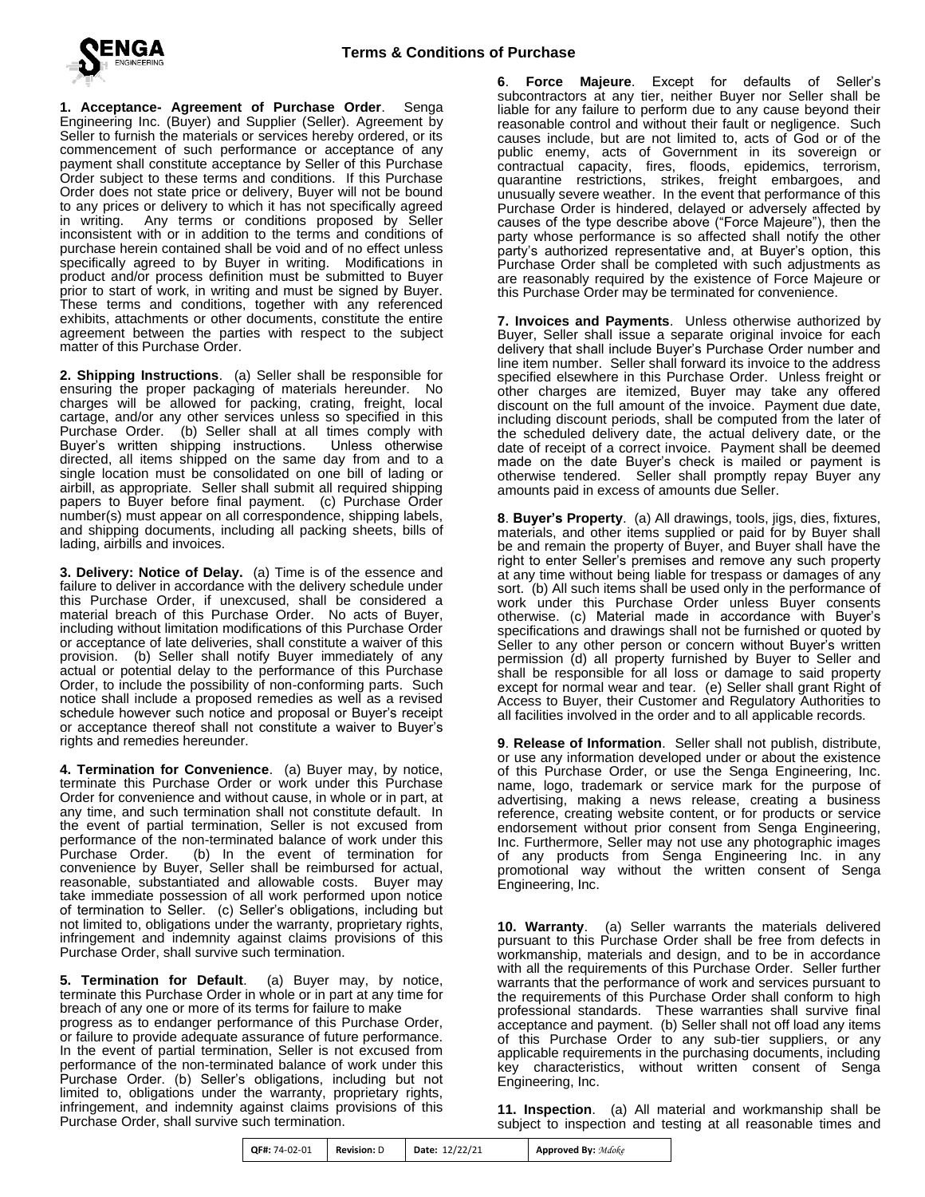# Terms & Conditions of Purchase

**1. Acceptance- Agreement of Purchase Order**. Senga Engineering Inc. (Buyer) and Supplier (Seller). Agreement by Seller to furnish the materials or services hereby ordered, or its commencement of such performance or acceptance of any payment shall constitute acceptance by Seller of this Purchase Order subject to these terms and conditions. If this Purchase Order does not state price or delivery, Buyer will not be bound to any prices or delivery to which it has not specifically agreed in writing. Any terms or conditions proposed by Seller inconsistent with or in addition to the terms and conditions of purchase herein contained shall be void and of no effect unless specifically agreed to by Buyer in writing. Modifications in product and/or process definition must be submitted to Buyer prior to start of work, in writing and must be signed by Buyer. These terms and conditions, together with any referenced exhibits, attachments or other documents, constitute the entire agreement between the parties with respect to the subject matter of this Purchase Order.

**2. Shipping Instructions**. (a) Seller shall be responsible for ensuring the proper packaging of materials hereunder. No charges will be allowed for packing, crating, freight, local cartage, and/or any other services unless so specified in this Purchase Order. (b) Seller shall at all times comply with Buyer's written shipping instructions. Unless otherwise directed, all items shipped on the same day from and to a single location must be consolidated on one bill of lading or airbill, as appropriate. Seller shall submit all required shipping papers to Buyer before final payment. (c) Purchase Order number(s) must appear on all correspondence, shipping labels, and shipping documents, including all packing sheets, bills of lading, airbills and invoices.

**3. Delivery: Notice of Delay.** (a) Time is of the essence and failure to deliver in accordance with the delivery schedule under this Purchase Order, if unexcused, shall be considered a material breach of this Purchase Order. No acts of Buyer, including without limitation modifications of this Purchase Order or acceptance of late deliveries, shall constitute a waiver of this provision. (b) Seller shall notify Buyer immediately of any actual or potential delay to the performance of this Purchase Order, to include the possibility of non-conforming parts. Such notice shall include a proposed remedies as well as a revised schedule however such notice and proposal or Buyer's receipt or acceptance thereof shall not constitute a waiver to Buyer's rights and remedies hereunder.

**4. Termination for Convenience**. (a) Buyer may, by notice, terminate this Purchase Order or work under this Purchase Order for convenience and without cause, in whole or in part, at any time, and such termination shall not constitute default. In the event of partial termination, Seller is not excused from performance of the non-terminated balance of work under this Purchase Order. (b) In the event of termination for convenience by Buyer, Seller shall be reimbursed for actual, reasonable, substantiated and allowable costs. Buyer may take immediate possession of all work performed upon notice of termination to Seller. (c) Seller's obligations, including but not limited to, obligations under the warranty, proprietary rights, infringement and indemnity against claims provisions of this Purchase Order, shall survive such termination.

**5. Termination for Default**. (a) Buyer may, by notice, terminate this Purchase Order in whole or in part at any time for breach of any one or more of its terms for failure to make progress as to endanger performance of this Purchase Order, or failure to provide adequate assurance of future performance. In the event of partial termination, Seller is not excused from performance of the non-terminated balance of work under this Purchase Order. (b) Seller's obligations, including but not limited to, obligations under the warranty, proprietary rights, infringement, and indemnity against claims provisions of this Purchase Order, shall survive such termination.

**6**. **Force Majeure**. Except for defaults of Seller's subcontractors at any tier, neither Buyer nor Seller shall be liable for any failure to perform due to any cause beyond their reasonable control and without their fault or negligence. Such causes include, but are not limited to, acts of God or of the public enemy, acts of Government in its sovereign or contractual capacity, fires, floods, epidemics, terrorism, quarantine restrictions, strikes, freight embargoes, and unusually severe weather. In the event that performance of this Purchase Order is hindered, delayed or adversely affected by causes of the type describe above ("Force Majeure"), then the party whose performance is so affected shall notify the other party's authorized representative and, at Buyer's option, this Purchase Order shall be completed with such adjustments as are reasonably required by the existence of Force Majeure or this Purchase Order may be terminated for convenience.

**7. Invoices and Payments**. Unless otherwise authorized by Buyer, Seller shall issue a separate original invoice for each delivery that shall include Buyer's Purchase Order number and line item number. Seller shall forward its invoice to the address specified elsewhere in this Purchase Order. Unless freight or other charges are itemized, Buyer may take any offered discount on the full amount of the invoice. Payment due date, including discount periods, shall be computed from the later of the scheduled delivery date, the actual delivery date, or the date of receipt of a correct invoice. Payment shall be deemed made on the date Buyer's check is mailed or payment is otherwise tendered. Seller shall promptly repay Buyer any amounts paid in excess of amounts due Seller.

**8**. **Buyer's Property**. (a) All drawings, tools, jigs, dies, fixtures, materials, and other items supplied or paid for by Buyer shall be and remain the property of Buyer, and Buyer shall have the right to enter Seller's premises and remove any such property at any time without being liable for trespass or damages of any sort. (b) All such items shall be used only in the performance of work under this Purchase Order unless Buyer consents otherwise. (c) Material made in accordance with Buyer's specifications and drawings shall not be furnished or quoted by Seller to any other person or concern without Buyer's written permission (d) all property furnished by Buyer to Seller and shall be responsible for all loss or damage to said property except for normal wear and tear. (e) Seller shall grant Right of Access to Buyer, their Customer and Regulatory Authorities to all facilities involved in the order and to all applicable records.

**9**. **Release of Information**. Seller shall not publish, distribute, or use any information developed under or about the existence of this Purchase Order, or use the Senga Engineering, Inc. name, logo, trademark or service mark for the purpose of advertising, making a news release, creating a business reference, creating website content, or for products or service endorsement without prior consent from Senga Engineering, Inc. Furthermore, Seller may not use any photographic images of any products from Senga Engineering Inc. in any promotional way without the written consent of Senga Engineering, Inc.

**10. Warranty**. (a) Seller warrants the materials delivered pursuant to this Purchase Order shall be free from defects in workmanship, materials and design, and to be in accordance with all the requirements of this Purchase Order. Seller further warrants that the performance of work and services pursuant to the requirements of this Purchase Order shall conform to high professional standards. These warranties shall survive final acceptance and payment. (b) Seller shall not off load any items of this Purchase Order to any sub-tier suppliers, or any applicable requirements in the purchasing documents, including key characteristics, without written consent of Senga Engineering, Inc.

**11. Inspection**. (a) All material and workmanship shall be subject to inspection and testing at all reasonable times and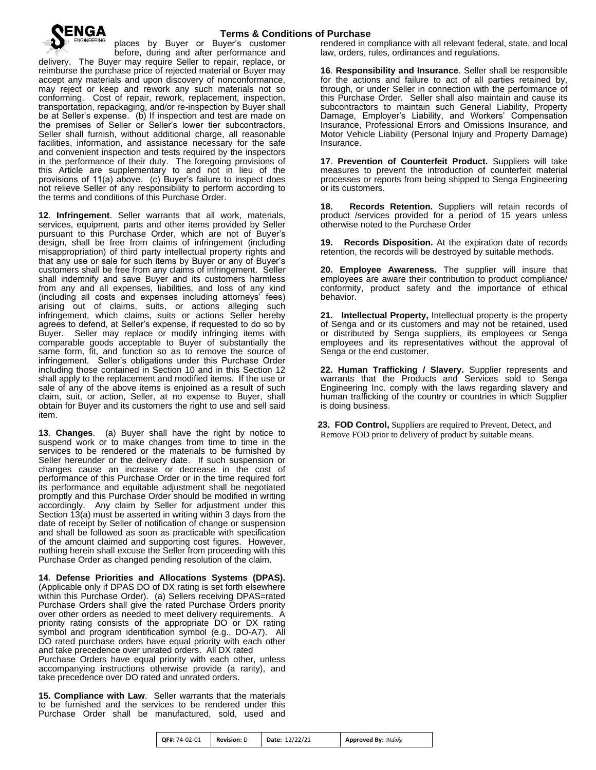## Terms & Conditions of Purchase

places by Buyer or Buyer's customer before, during and after performance and delivery. The Buyer may require Seller to repair, replace, or reimburse the purchase price of rejected material or Buyer may accept any materials and upon discovery of nonconformance, may reject or keep and rework any such materials not so conforming. Cost of repair, rework, replacement, inspection, transportation, repackaging, and/or re-inspection by Buyer shall be at Seller's expense. (b) If inspection and test are made on the premises of Seller or Seller's lower tier subcontractors, Seller shall furnish, without additional charge, all reasonable facilities, information, and assistance necessary for the safe and convenient inspection and tests required by the inspectors in the performance of their duty. The foregoing provisions of this Article are supplementary to and not in lieu of the provisions of 11(a) above. (c) Buyer's failure to inspect does not relieve Seller of any responsibility to perform according to the terms and conditions of this Purchase Order.

**12**. **Infringement**. Seller warrants that all work, materials, services, equipment, parts and other items provided by Seller pursuant to this Purchase Order, which are not of Buyer's design, shall be free from claims of infringement (including misappropriation) of third party intellectual property rights and that any use or sale for such items by Buyer or any of Buyer's customers shall be free from any claims of infringement. Seller shall indemnify and save Buyer and its customers harmless from any and all expenses, liabilities, and loss of any kind (including all costs and expenses including attorneys' fees) arising out of claims, suits, or actions alleging such infringement, which claims, suits or actions Seller hereby agrees to defend, at Seller's expense, if requested to do so by Buyer. Seller may replace or modify infringing items with comparable goods acceptable to Buyer of substantially the same form, fit, and function so as to remove the source of infringement. Seller's obligations under this Purchase Order including those contained in Section 10 and in this Section 12 shall apply to the replacement and modified items. If the use or sale of any of the above items is enjoined as a result of such claim, suit, or action, Seller, at no expense to Buyer, shall obtain for Buyer and its customers the right to use and sell said item.

**13**. **Changes**. (a) Buyer shall have the right by notice to suspend work or to make changes from time to time in the services to be rendered or the materials to be furnished by Seller hereunder or the delivery date. If such suspension or changes cause an increase or decrease in the cost of performance of this Purchase Order or in the time required fort its performance and equitable adjustment shall be negotiated promptly and this Purchase Order should be modified in writing accordingly. Any claim by Seller for adjustment under this Section 13(a) must be asserted in writing within 3 days from the date of receipt by Seller of notification of change or suspension and shall be followed as soon as practicable with specification of the amount claimed and supporting cost figures. However, nothing herein shall excuse the Seller from proceeding with this Purchase Order as changed pending resolution of the claim.

**14**. **Defense Priorities and Allocations Systems (DPAS).** (Applicable only if DPAS DO of DX rating is set forth elsewhere within this Purchase Order). (a) Sellers receiving DPAS=rated Purchase Orders shall give the rated Purchase Orders priority over other orders as needed to meet delivery requirements. A priority rating consists of the appropriate DO or DX rating symbol and program identification symbol (e.g., DO-A7). All DO rated purchase orders have equal priority with each other and take precedence over unrated orders. All DX rated Purchase Orders have equal priority with each other, unless accompanying instructions otherwise provide (a rarity), and take precedence over DO rated and unrated orders.

**15. Compliance with Law**. Seller warrants that the materials to be furnished and the services to be rendered under this Purchase Order shall be manufactured, sold, used and rendered in compliance with all relevant federal, state, and local law, orders, rules, ordinances and regulations.

**16**. **Responsibility and Insurance**. Seller shall be responsible for the actions and failure to act of all parties retained by, through, or under Seller in connection with the performance of this Purchase Order. Seller shall also maintain and cause its subcontractors to maintain such General Liability, Property Damage, Employer's Liability, and Workers' Compensation Insurance, Professional Errors and Omissions Insurance, and Motor Vehicle Liability (Personal Injury and Property Damage) Insurance.

**17**. **Prevention of Counterfeit Product.** Suppliers will take measures to prevent the introduction of counterfeit material processes or reports from being shipped to Senga Engineering or its customers.

**18. Records Retention.** Suppliers will retain records of product /services provided for a period of 15 years unless otherwise noted to the Purchase Order

**19. Records Disposition.** At the expiration date of records retention, the records will be destroyed by suitable methods.

**20. Employee Awareness.** The supplier will insure that employees are aware their contribution to product compliance/ conformity, product safety and the importance of ethical behavior.

**21. Intellectual Property,** Intellectual property is the property of Senga and or its customers and may not be retained, used or distributed by Senga suppliers, its employees or Senga employees and its representatives without the approval of Senga or the end customer.

**22. Human Trafficking / Slavery.** Supplier represents and warrants that the Products and Services sold to Senga Engineering Inc. comply with the laws regarding slavery and human trafficking of the country or countries in which Supplier is doing business.

**23. FOD Control,** Suppliers are required to Prevent, Detect, and Remove FOD prior to delivery of product by suitable means.

| | | | |
|---|---|---|---|
| **QF#:** 74-02-01 | **Revision:** D | **Date:** 12/22/21 | **Approved By:** *Mdoke* |